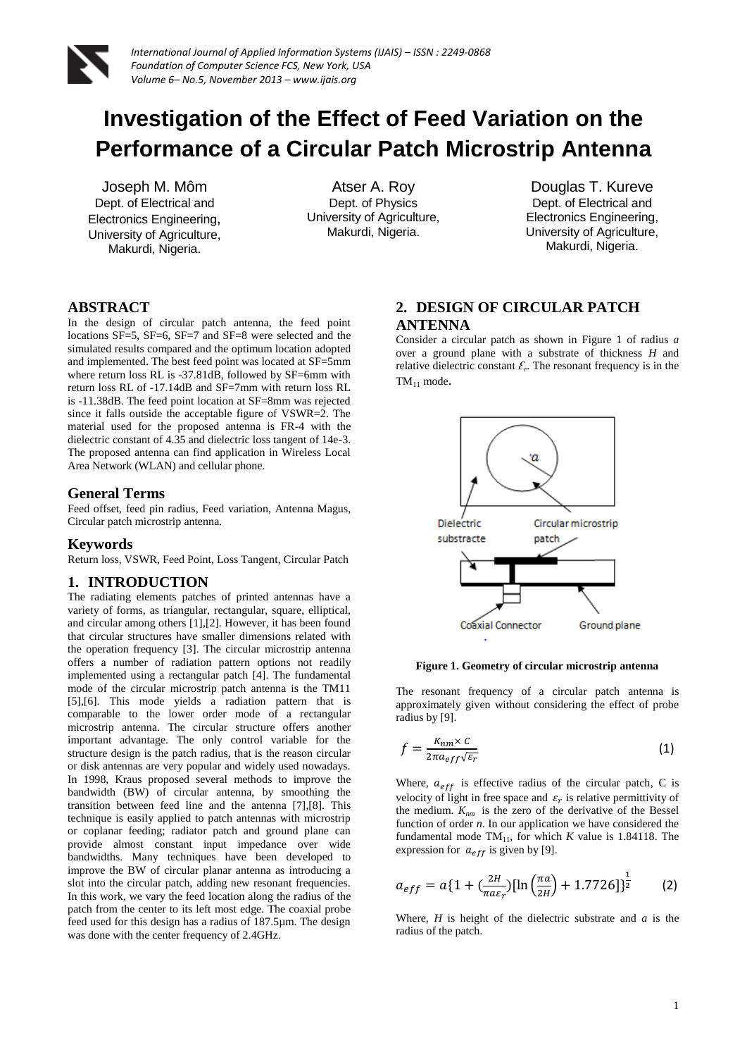# Investigation of the Effect of Feed Variation on the Performance of a Circular Patch Microstrip Antenna

Joseph M. Môm
Dept. of Electrical and Electronics Engineering, University of Agriculture, Makurdi, Nigeria.

Atser A. Roy
Dept. of Physics
University of Agriculture, Makurdi, Nigeria.

Douglas T. Kureve
Dept. of Electrical and Electronics Engineering, University of Agriculture, Makurdi, Nigeria.

## ABSTRACT

In the design of circular patch antenna, the feed point locations SF=5, SF=6, SF=7 and SF=8 were selected and the simulated results compared and the optimum location adopted and implemented. The best feed point was located at SF=5mm where return loss RL is -37.81dB, followed by SF=6mm with return loss RL of -17.14dB and SF=7mm with return loss RL is -11.38dB. The feed point location at SF=8mm was rejected since it falls outside the acceptable figure of VSWR=2. The material used for the proposed antenna is FR-4 with the dielectric constant of 4.35 and dielectric loss tangent of 14e-3. The proposed antenna can find application in Wireless Local Area Network (WLAN) and cellular phone.

### General Terms

Feed offset, feed pin radius, Feed variation, Antenna Magus, Circular patch microstrip antenna.

### Keywords

Return loss, VSWR, Feed Point, Loss Tangent, Circular Patch

## 1. INTRODUCTION

The radiating elements patches of printed antennas have a variety of forms, as triangular, rectangular, square, elliptical, and circular among others [1],[2]. However, it has been found that circular structures have smaller dimensions related with the operation frequency [3]. The circular microstrip antenna offers a number of radiation pattern options not readily implemented using a rectangular patch [4]. The fundamental mode of the circular microstrip patch antenna is the TM11 [5],[6]. This mode yields a radiation pattern that is comparable to the lower order mode of a rectangular microstrip antenna. The circular structure offers another important advantage. The only control variable for the structure design is the patch radius, that is the reason circular or disk antennas are very popular and widely used nowadays. In 1998, Kraus proposed several methods to improve the bandwidth (BW) of circular antenna, by smoothing the transition between feed line and the antenna [7],[8]. This technique is easily applied to patch antennas with microstrip or coplanar feeding; radiator patch and ground plane can provide almost constant input impedance over wide bandwidths. Many techniques have been developed to improve the BW of circular planar antenna as introducing a slot into the circular patch, adding new resonant frequencies. In this work, we vary the feed location along the radius of the patch from the center to its left most edge. The coaxial probe feed used for this design has a radius of 187.5µm. The design was done with the center frequency of 2.4GHz.

## 2. DESIGN OF CIRCULAR PATCH ANTENNA

Consider a circular patch as shown in Figure 1 of radius *a* over a ground plane with a substrate of thickness *H* and relative dielectric constant $\mathcal{E}_r$. The resonant frequency is in the $TM_{11}$ mode.

**Figure 1. Geometry of circular microstrip antenna**

The resonant frequency of a circular patch antenna is approximately given without considering the effect of probe radius by [9].

$$f = \frac{K_{nm} \times C}{2\pi a_{eff}\sqrt{\varepsilon_r}} \tag{1}$$

Where, $a_{eff}$ is effective radius of the circular patch, C is velocity of light in free space and $\varepsilon_r$ is relative permittivity of the medium. $K_{nm}$ is the zero of the derivative of the Bessel function of order *n*. In our application we have considered the fundamental mode $TM_{11}$, for which *K* value is 1.84118. The expression for $a_{eff}$ is given by [9].

$$a_{eff} = a\{1 + (\frac{2H}{\pi a \varepsilon_r})[\ln\left(\frac{\pi a}{2H}\right) + 1.7726]\}^{\frac{1}{2}} \tag{2}$$

Where, *H* is height of the dielectric substrate and *a* is the radius of the patch.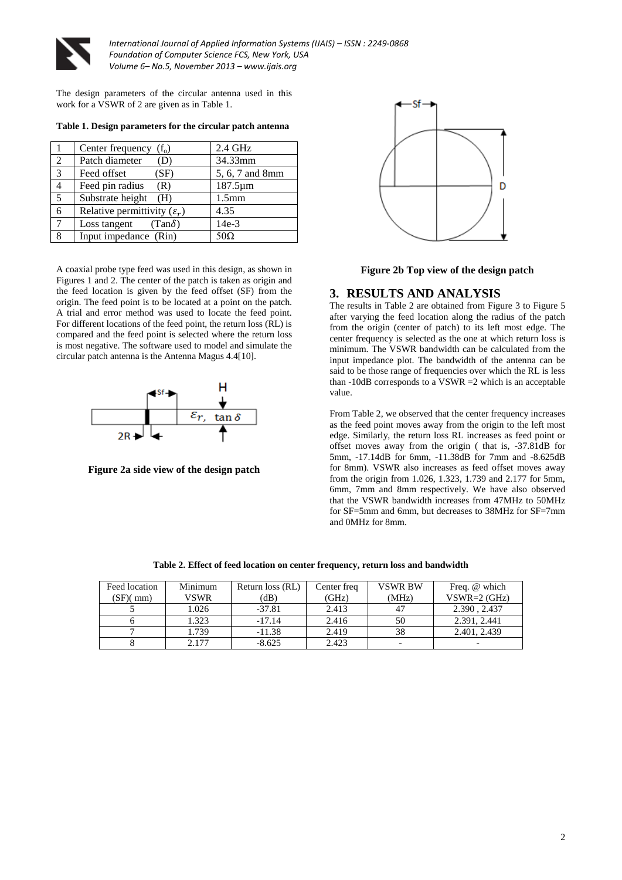The design parameters of the circular antenna used in this work for a VSWR of 2 are given as in Table 1.

**Table 1. Design parameters for the circular patch antenna**

| | | |
|---|---|---|
| 1 | Center frequency ($f_o$) | 2.4 GHz |
| 2 | Patch diameter (D) | 34.33mm |
| 3 | Feed offset (SF) | 5, 6, 7 and 8mm |
| 4 | Feed pin radius (R) | 187.5µm |
| 5 | Substrate height (H) | 1.5mm |
| 6 | Relative permittivity ($\varepsilon_r$) | 4.35 |
| 7 | Loss tangent (Tan$\delta$) | 14e-3 |
| 8 | Input impedance (Rin) | 50Ω |

A coaxial probe type feed was used in this design, as shown in Figures 1 and 2. The center of the patch is taken as origin and the feed location is given by the feed offset (SF) from the origin. The feed point is to be located at a point on the patch. A trial and error method was used to locate the feed point. For different locations of the feed point, the return loss (RL) is compared and the feed point is selected where the return loss is most negative. The software used to model and simulate the circular patch antenna is the Antenna Magus 4.4[10].

**Figure 2a side view of the design patch**

**Figure 2b Top view of the design patch**

## 3. RESULTS AND ANALYSIS

The results in Table 2 are obtained from Figure 3 to Figure 5 after varying the feed location along the radius of the patch from the origin (center of patch) to its left most edge. The center frequency is selected as the one at which return loss is minimum. The VSWR bandwidth can be calculated from the input impedance plot. The bandwidth of the antenna can be said to be those range of frequencies over which the RL is less than -10dB corresponds to a VSWR =2 which is an acceptable value.

From Table 2, we observed that the center frequency increases as the feed point moves away from the origin to the left most edge. Similarly, the return loss RL increases as feed point or offset moves away from the origin ( that is, -37.81dB for 5mm, -17.14dB for 6mm, -11.38dB for 7mm and -8.625dB for 8mm). VSWR also increases as feed offset moves away from the origin from 1.026, 1.323, 1.739 and 2.177 for 5mm, 6mm, 7mm and 8mm respectively. We have also observed that the VSWR bandwidth increases from 47MHz to 50MHz for SF=5mm and 6mm, but decreases to 38MHz for SF=7mm and 0MHz for 8mm.

**Table 2. Effect of feed location on center frequency, return loss and bandwidth**

| Feed location (SF)( mm) | Minimum VSWR | Return loss (RL) (dB) | Center freq (GHz) | VSWR BW (MHz) | Freq. @ which VSWR=2 (GHz) |
|---|---|---|---|---|---|
| 5 | 1.026 | -37.81 | 2.413 | 47 | 2.390 , 2.437 |
| 6 | 1.323 | -17.14 | 2.416 | 50 | 2.391, 2.441 |
| 7 | 1.739 | -11.38 | 2.419 | 38 | 2.401, 2.439 |
| 8 | 2.177 | -8.625 | 2.423 | - | - |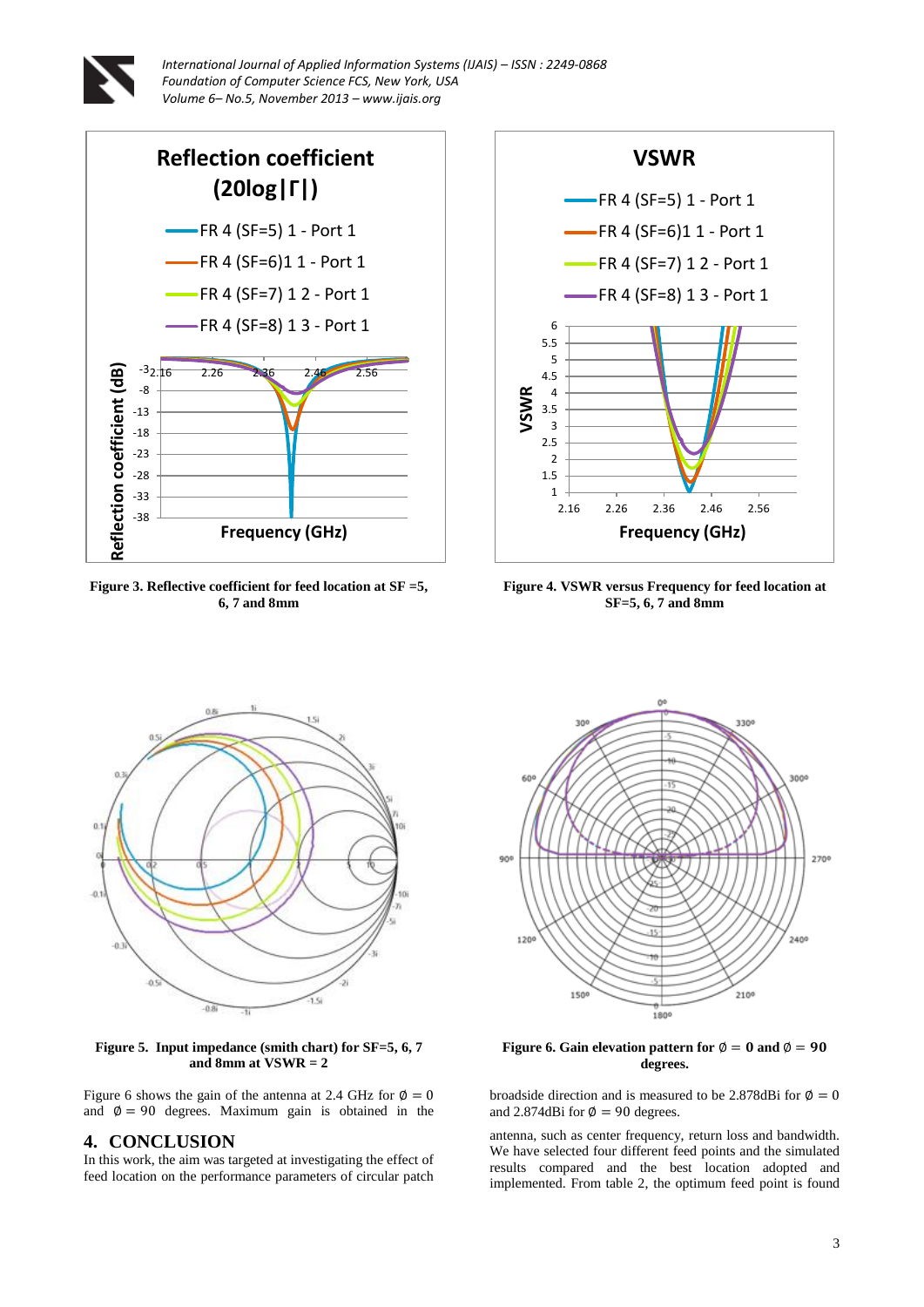Figure 3. Reflective coefficient for feed location at SF =5, 6, 7 and 8mm

Figure 4. VSWR versus Frequency for feed location at SF=5, 6, 7 and 8mm

Figure 5. Input impedance (smith chart) for SF=5, 6, 7 and 8mm at VSWR = 2

Figure 6. Gain elevation pattern for $\emptyset = 0$ and $\emptyset = 90$ degrees.

Figure 6 shows the gain of the antenna at 2.4 GHz for $\emptyset = 0$ and $\emptyset = 90$ degrees. Maximum gain is obtained in the broadside direction and is measured to be 2.878dBi for $\emptyset = 0$ and 2.874dBi for $\emptyset = 90$ degrees.

## 4. CONCLUSION

In this work, the aim was targeted at investigating the effect of feed location on the performance parameters of circular patch antenna, such as center frequency, return loss and bandwidth. We have selected four different feed points and the simulated results compared and the best location adopted and implemented. From table 2, the optimum feed point is found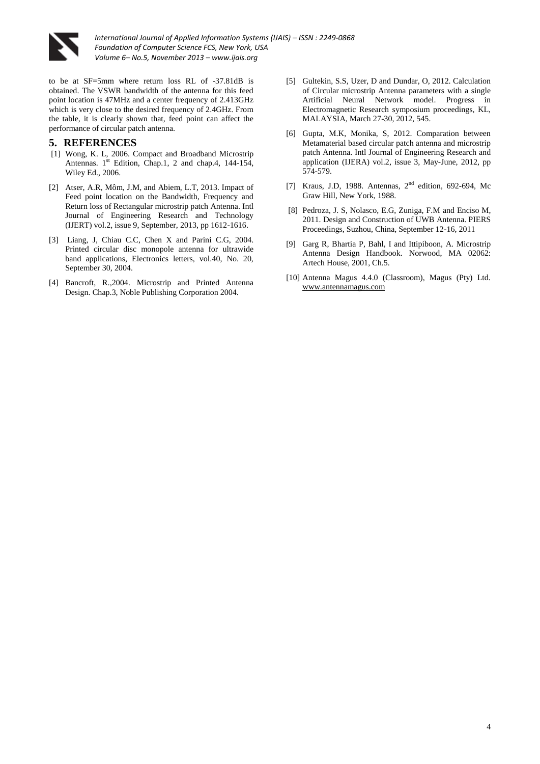to be at SF=5mm where return loss RL of -37.81dB is obtained. The VSWR bandwidth of the antenna for this feed point location is 47MHz and a center frequency of 2.413GHz which is very close to the desired frequency of 2.4GHz. From the table, it is clearly shown that, feed point can affect the performance of circular patch antenna.

## 5. REFERENCES

[1] Wong, K. L, 2006. Compact and Broadband Microstrip Antennas. 1st Edition, Chap.1, 2 and chap.4, 144-154, Wiley Ed., 2006.

[2] Atser, A.R, Môm, J.M, and Abiem, L.T, 2013. Impact of Feed point location on the Bandwidth, Frequency and Return loss of Rectangular microstrip patch Antenna. Intl Journal of Engineering Research and Technology (IJERT) vol.2, issue 9, September, 2013, pp 1612-1616.

[3] Liang, J, Chiau C.C, Chen X and Parini C.G, 2004. Printed circular disc monopole antenna for ultrawide band applications, Electronics letters, vol.40, No. 20, September 30, 2004.

[4] Bancroft, R.,2004. Microstrip and Printed Antenna Design. Chap.3, Noble Publishing Corporation 2004.

[5] Gultekin, S.S, Uzer, D and Dundar, O, 2012. Calculation of Circular microstrip Antenna parameters with a single Artificial Neural Network model. Progress in Electromagnetic Research symposium proceedings, KL, MALAYSIA, March 27-30, 2012, 545.

[6] Gupta, M.K, Monika, S, 2012. Comparation between Metamaterial based circular patch antenna and microstrip patch Antenna. Intl Journal of Engineering Research and application (IJERA) vol.2, issue 3, May-June, 2012, pp 574-579.

[7] Kraus, J.D, 1988. Antennas, 2nd edition, 692-694, Mc Graw Hill, New York, 1988.

[8] Pedroza, J. S, Nolasco, E.G, Zuniga, F.M and Enciso M, 2011. Design and Construction of UWB Antenna. PIERS Proceedings, Suzhou, China, September 12-16, 2011

[9] Garg R, Bhartia P, Bahl, I and Ittipiboon, A. Microstrip Antenna Design Handbook. Norwood, MA 02062: Artech House, 2001, Ch.5.

[10] Antenna Magus 4.4.0 (Classroom), Magus (Pty) Ltd. www.antennamagus.com